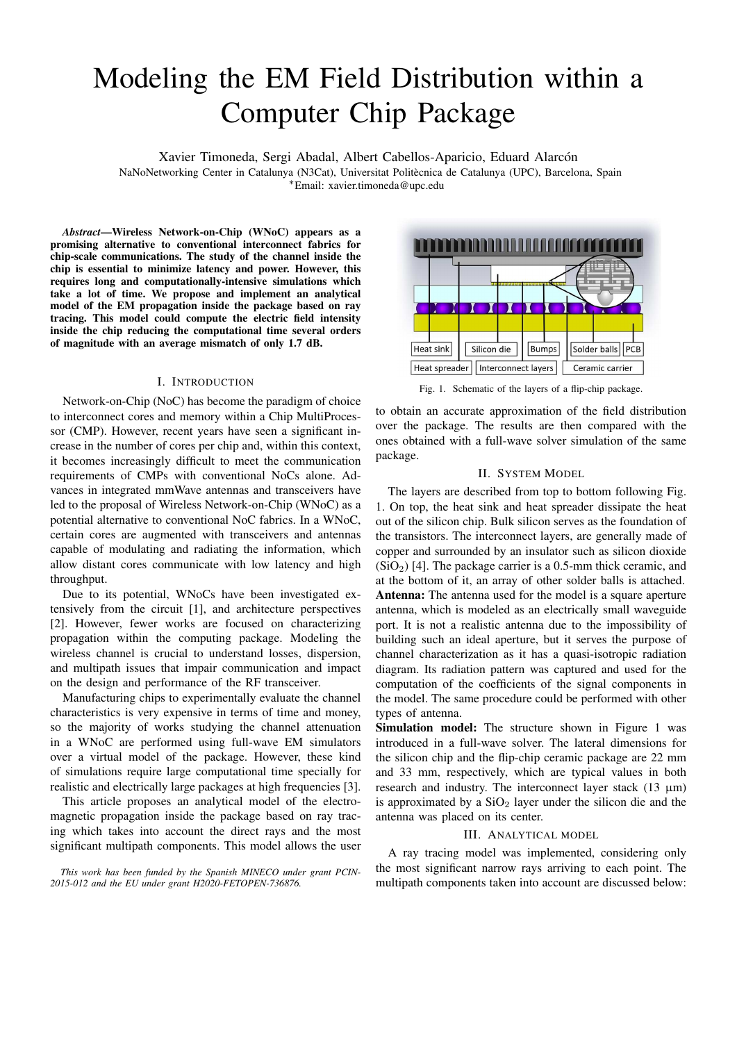# Modeling the EM Field Distribution within a Computer Chip Package

Xavier Timoneda, Sergi Abadal, Albert Cabellos-Aparicio, Eduard Alarcón

NaNoNetworking Center in Catalunya (N3Cat), Universitat Politècnica de Catalunya (UPC), Barcelona, Spain

*Email: xavier.timoneda@upc.edu

***Abstract*—Wireless Network-on-Chip (WNoC) appears as a promising alternative to conventional interconnect fabrics for chip-scale communications. The study of the channel inside the chip is essential to minimize latency and power. However, this requires long and computationally-intensive simulations which take a lot of time. We propose and implement an analytical model of the EM propagation inside the package based on ray tracing. This model could compute the electric field intensity inside the chip reducing the computational time several orders of magnitude with an average mismatch of only 1.7 dB.**

## I. Introduction

Network-on-Chip (NoC) has become the paradigm of choice to interconnect cores and memory within a Chip MultiProcessor (CMP). However, recent years have seen a significant increase in the number of cores per chip and, within this context, it becomes increasingly difficult to meet the communication requirements of CMPs with conventional NoCs alone. Advances in integrated mmWave antennas and transceivers have led to the proposal of Wireless Network-on-Chip (WNoC) as a potential alternative to conventional NoC fabrics. In a WNoC, certain cores are augmented with transceivers and antennas capable of modulating and radiating the information, which allow distant cores communicate with low latency and high throughput.

Due to its potential, WNoCs have been investigated extensively from the circuit [1], and architecture perspectives [2]. However, fewer works are focused on characterizing propagation within the computing package. Modeling the wireless channel is crucial to understand losses, dispersion, and multipath issues that impair communication and impact on the design and performance of the RF transceiver.

Manufacturing chips to experimentally evaluate the channel characteristics is very expensive in terms of time and money, so the majority of works studying the channel attenuation in a WNoC are performed using full-wave EM simulators over a virtual model of the package. However, these kind of simulations require large computational time specially for realistic and electrically large packages at high frequencies [3].

This article proposes an analytical model of the electromagnetic propagation inside the package based on ray tracing which takes into account the direct rays and the most significant multipath components. This model allows the user to obtain an accurate approximation of the field distribution over the package. The results are then compared with the ones obtained with a full-wave solver simulation of the same package.

*This work has been funded by the Spanish MINECO under grant PCIN-2015-012 and the EU under grant H2020-FETOPEN-736876.*

Fig. 1. Schematic of the layers of a flip-chip package.

## II. System Model

The layers are described from top to bottom following Fig. 1. On top, the heat sink and heat spreader dissipate the heat out of the silicon chip. Bulk silicon serves as the foundation of the transistors. The interconnect layers, are generally made of copper and surrounded by an insulator such as silicon dioxide ($SiO_2$) [4]. The package carrier is a 0.5-mm thick ceramic, and at the bottom of it, an array of other solder balls is attached.

**Antenna:** The antenna used for the model is a square aperture antenna, which is modeled as an electrically small waveguide port. It is not a realistic antenna due to the impossibility of building such an ideal aperture, but it serves the purpose of channel characterization as it has a quasi-isotropic radiation diagram. Its radiation pattern was captured and used for the computation of the coefficients of the signal components in the model. The same procedure could be performed with other types of antenna.

**Simulation model:** The structure shown in Figure 1 was introduced in a full-wave solver. The lateral dimensions for the silicon chip and the flip-chip ceramic package are 22 mm and 33 mm, respectively, which are typical values in both research and industry. The interconnect layer stack (13 μm) is approximated by a $SiO_2$ layer under the silicon die and the antenna was placed on its center.

## III. Analytical Model

A ray tracing model was implemented, considering only the most significant narrow rays arriving to each point. The multipath components taken into account are discussed below: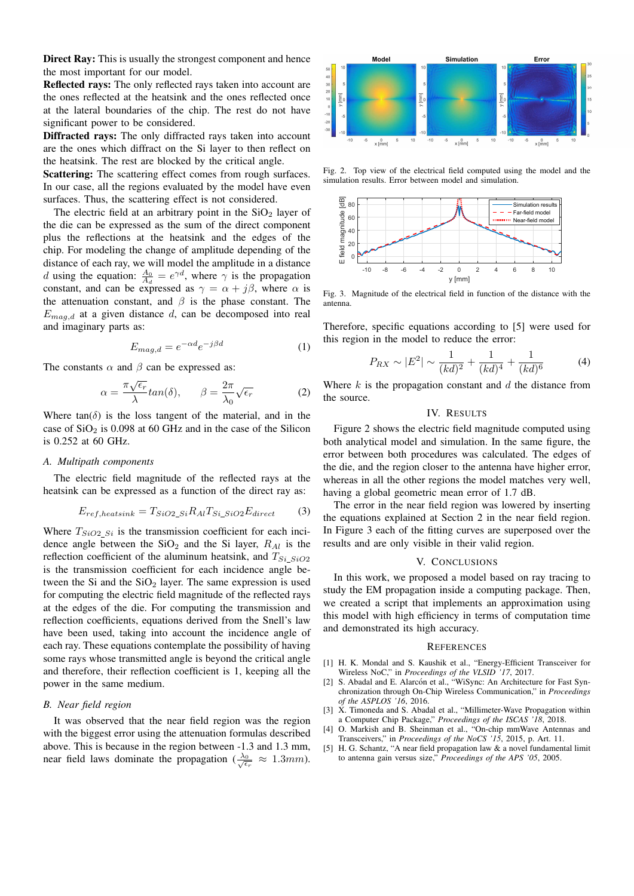**Direct Ray:** This is usually the strongest component and hence the most important for our model.

**Reflected rays:** The only reflected rays taken into account are the ones reflected at the heatsink and the ones reflected once at the lateral boundaries of the chip. The rest do not have significant power to be considered.

**Diffracted rays:** The only diffracted rays taken into account are the ones which diffract on the Si layer to then reflect on the heatsink. The rest are blocked by the critical angle.

**Scattering:** The scattering effect comes from rough surfaces. In our case, all the regions evaluated by the model have even surfaces. Thus, the scattering effect is not considered.

The electric field at an arbitrary point in the $SiO_2$ layer of the die can be expressed as the sum of the direct component plus the reflections at the heatsink and the edges of the chip. For modeling the change of amplitude depending of the distance of each ray, we will model the amplitude in a distance $d$ using the equation: $\frac{A_0}{A_d} = e^{\gamma d}$, where $\gamma$ is the propagation constant, and can be expressed as $\gamma = \alpha + j\beta$, where $\alpha$ is the attenuation constant, and $\beta$ is the phase constant. The $E_{mag,d}$ at a given distance $d$, can be decomposed into real and imaginary parts as:

$$E_{mag,d} = e^{-\alpha d} e^{-j\beta d} \tag{1}$$

The constants $\alpha$ and $\beta$ can be expressed as:

$$\alpha = \frac{\pi\sqrt{\epsilon_r}}{\lambda} tan(\delta), \qquad \beta = \frac{2\pi}{\lambda_0}\sqrt{\epsilon_r} \tag{2}$$

Where $\tan(\delta)$ is the loss tangent of the material, and in the case of $SiO_2$ is 0.098 at 60 GHz and in the case of the Silicon is 0.252 at 60 GHz.

### A. Multipath components

The electric field magnitude of the reflected rays at the heatsink can be expressed as a function of the direct ray as:

$$E_{ref,heatsink} = T_{SiO2\_Si} R_{Al} T_{Si\_SiO2} E_{direct} \tag{3}$$

Where $T_{SiO2\_Si}$ is the transmission coefficient for each incidence angle between the $SiO_2$ and the Si layer, $R_{Al}$ is the reflection coefficient of the aluminum heatsink, and $T_{Si\_SiO2}$ is the transmission coefficient for each incidence angle between the Si and the $SiO_2$ layer. The same expression is used for computing the electric field magnitude of the reflected rays at the edges of the die. For computing the transmission and reflection coefficients, equations derived from the Snell's law have been used, taking into account the incidence angle of each ray. These equations contemplate the possibility of having some rays whose transmitted angle is beyond the critical angle and therefore, their reflection coefficient is 1, keeping all the power in the same medium.

### B. Near field region

It was observed that the near field region was the region with the biggest error using the attenuation formulas described above. This is because in the region between -1.3 and 1.3 mm, near field laws dominate the propagation ($\frac{\lambda_0}{\sqrt{\epsilon_r}} \approx 1.3mm$).

Model

Simulation

Error

Fig. 2. Top view of the electrical field computed using the model and the simulation results. Error between model and simulation.

Simulation results
Far-field model
Near-field model
E field magnitude [dB]
y [mm]

Fig. 3. Magnitude of the electrical field in function of the distance with the antenna.

Therefore, specific equations according to [5] were used for this region in the model to reduce the error:

$$P_{RX} \sim |E^2| \sim \frac{1}{(kd)^2} + \frac{1}{(kd)^4} + \frac{1}{(kd)^6} \tag{4}$$

Where $k$ is the propagation constant and $d$ the distance from the source.

## IV. Results

Figure 2 shows the electric field magnitude computed using both analytical model and simulation. In the same figure, the error between both procedures was calculated. The edges of the die, and the region closer to the antenna have higher error, whereas in all the other regions the model matches very well, having a global geometric mean error of 1.7 dB.

The error in the near field region was lowered by inserting the equations explained at Section 2 in the near field region. In Figure 3 each of the fitting curves are superposed over the results and are only visible in their valid region.

## V. Conclusions

In this work, we proposed a model based on ray tracing to study the EM propagation inside a computing package. Then, we created a script that implements an approximation using this model with high efficiency in terms of computation time and demonstrated its high accuracy.

## References

[1] H. K. Mondal and S. Kaushik et al., "Energy-Efficient Transceiver for Wireless NoC," in *Proceedings of the VLSID '17*, 2017.

[2] S. Abadal and E. Alarcón et al., "WiSync: An Architecture for Fast Synchronization through On-Chip Wireless Communication," in *Proceedings of the ASPLOS '16*, 2016.

[3] X. Timoneda and S. Abadal et al., "Millimeter-Wave Propagation within a Computer Chip Package," *Proceedings of the ISCAS '18*, 2018.

[4] O. Markish and B. Sheinman et al., "On-chip mmWave Antennas and Transceivers," in *Proceedings of the NoCS '15*, 2015, p. Art. 11.

[5] H. G. Schantz, "A near field propagation law & a novel fundamental limit to antenna gain versus size," *Proceedings of the APS '05*, 2005.